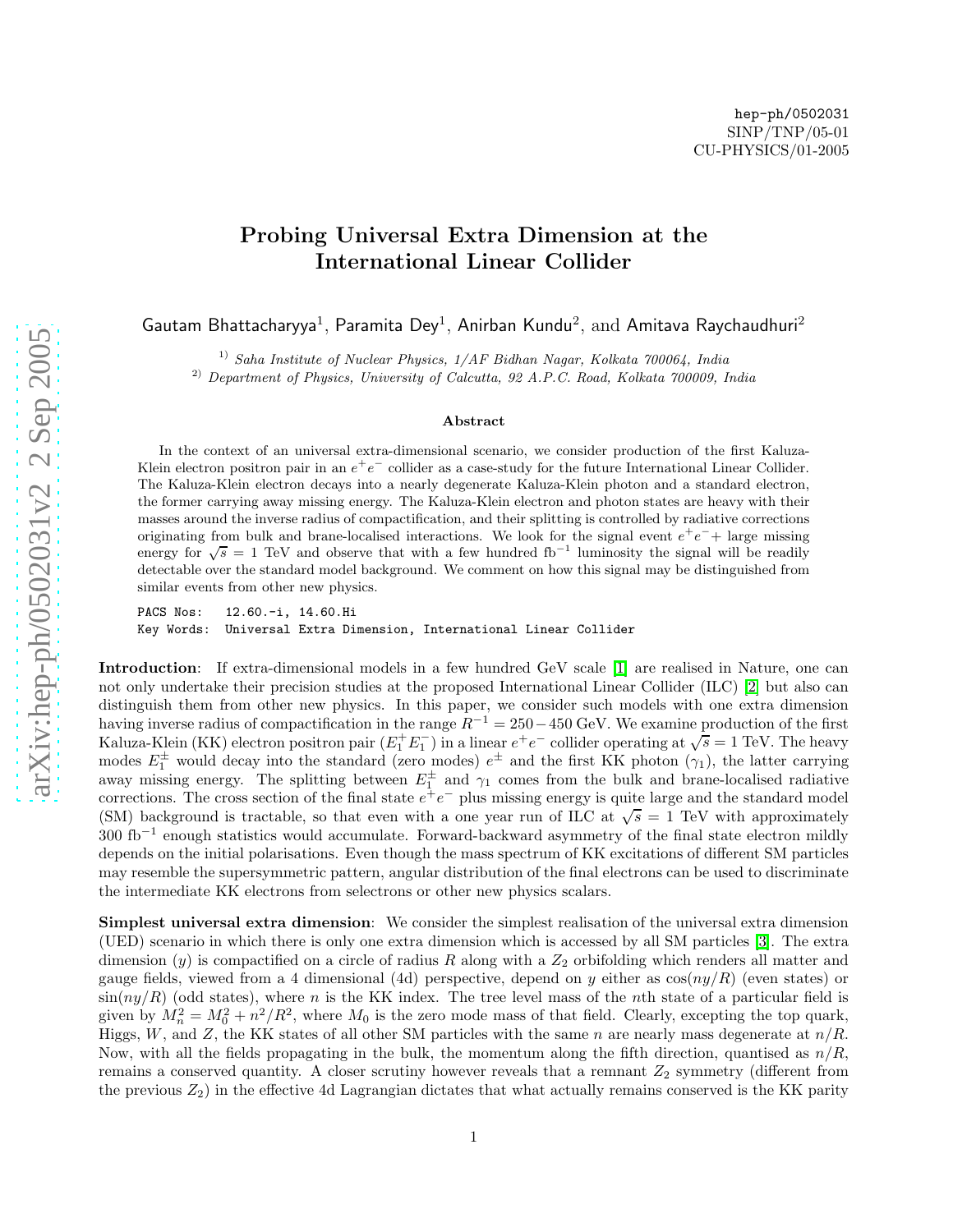hep-ph/0502031
SINP/TNP/05-01
CU-PHYSICS/01-2005

# Probing Universal Extra Dimension at the International Linear Collider

Gautam Bhattacharyya[1], Paramita Dey[1], Anirban Kundu[2], and Amitava Raychaudhuri[2]

[1] *Saha Institute of Nuclear Physics, 1/AF Bidhan Nagar, Kolkata 700064, India*
[2] *Department of Physics, University of Calcutta, 92 A.P.C. Road, Kolkata 700009, India*

### Abstract

In the context of an universal extra-dimensional scenario, we consider production of the first Kaluza-Klein electron positron pair in an $e^+e^-$ collider as a case-study for the future International Linear Collider. The Kaluza-Klein electron decays into a nearly degenerate Kaluza-Klein photon and a standard electron, the former carrying away missing energy. The Kaluza-Klein electron and photon states are heavy with their masses around the inverse radius of compactification, and their splitting is controlled by radiative corrections originating from bulk and brane-localised interactions. We look for the signal event $e^+e^-$+ large missing energy for $\sqrt{s} = 1$ TeV and observe that with a few hundred fb$^{-1}$ luminosity the signal will be readily detectable over the standard model background. We comment on how this signal may be distinguished from similar events from other new physics.

PACS Nos: 12.60.-i, 14.60.Hi
Key Words: Universal Extra Dimension, International Linear Collider

**Introduction**: If extra-dimensional models in a few hundred GeV scale [1] are realised in Nature, one can not only undertake their precision studies at the proposed International Linear Collider (ILC) [2] but also can distinguish them from other new physics. In this paper, we consider such models with one extra dimension having inverse radius of compactification in the range $R^{-1} = 250-450$ GeV. We examine production of the first Kaluza-Klein (KK) electron positron pair ($E_1^+E_1^-$) in a linear $e^+e^-$ collider operating at $\sqrt{s} = 1$ TeV. The heavy modes $E_1^\pm$ would decay into the standard (zero modes) $e^\pm$ and the first KK photon ($\gamma_1$), the latter carrying away missing energy. The splitting between $E_1^\pm$ and $\gamma_1$ comes from the bulk and brane-localised radiative corrections. The cross section of the final state $e^+e^-$ plus missing energy is quite large and the standard model (SM) background is tractable, so that even with a one year run of ILC at $\sqrt{s} = 1$ TeV with approximately 300 fb$^{-1}$ enough statistics would accumulate. Forward-backward asymmetry of the final state electron mildly depends on the initial polarisations. Even though the mass spectrum of KK excitations of different SM particles may resemble the supersymmetric pattern, angular distribution of the final electrons can be used to discriminate the intermediate KK electrons from selectrons or other new physics scalars.

**Simplest universal extra dimension**: We consider the simplest realisation of the universal extra dimension (UED) scenario in which there is only one extra dimension which is accessed by all SM particles [3]. The extra dimension ($y$) is compactified on a circle of radius $R$ along with a $Z_2$ orbifolding which renders all matter and gauge fields, viewed from a 4 dimensional (4d) perspective, depend on $y$ either as $\cos(ny/R)$ (even states) or $\sin(ny/R)$ (odd states), where $n$ is the KK index. The tree level mass of the $n$th state of a particular field is given by $M_n^2 = M_0^2 + n^2/R^2$, where $M_0$ is the zero mode mass of that field. Clearly, excepting the top quark, Higgs, $W$, and $Z$, the KK states of all other SM particles with the same $n$ are nearly mass degenerate at $n/R$. Now, with all the fields propagating in the bulk, the momentum along the fifth direction, quantised as $n/R$, remains a conserved quantity. A closer scrutiny however reveals that a remnant $Z_2$ symmetry (different from the previous $Z_2$) in the effective 4d Lagrangian dictates that what actually remains conserved is the KK parity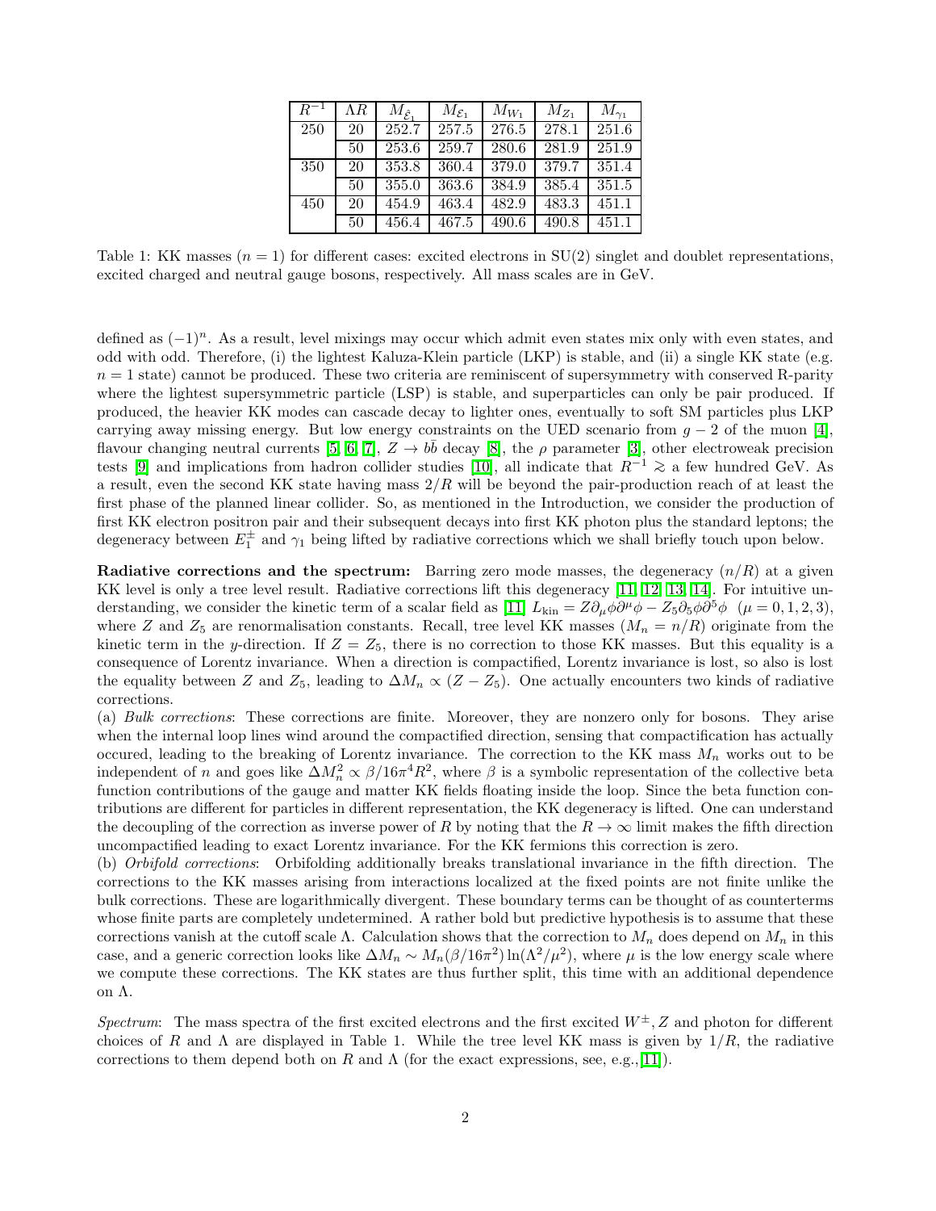| $R^{-1}$ | $\Lambda R$ | $M_{\hat{\mathcal{E}}_1}$ | $M_{\mathcal{E}_1}$ | $M_{W_1}$ | $M_{Z_1}$ | $M_{\gamma_1}$ |
|---|---|---|---|---|---|---|
| 250 | 20 | 252.7 | 257.5 | 276.5 | 278.1 | 251.6 |
| | 50 | 253.6 | 259.7 | 280.6 | 281.9 | 251.9 |
| 350 | 20 | 353.8 | 360.4 | 379.0 | 379.7 | 351.4 |
| | 50 | 355.0 | 363.6 | 384.9 | 385.4 | 351.5 |
| 450 | 20 | 454.9 | 463.4 | 482.9 | 483.3 | 451.1 |
| | 50 | 456.4 | 467.5 | 490.6 | 490.8 | 451.1 |

Table 1: KK masses ($n = 1$) for different cases: excited electrons in SU(2) singlet and doublet representations, excited charged and neutral gauge bosons, respectively. All mass scales are in GeV.

defined as $(-1)^n$. As a result, level mixings may occur which admit even states mix only with even states, and odd with odd. Therefore, (i) the lightest Kaluza-Klein particle (LKP) is stable, and (ii) a single KK state (e.g. $n = 1$ state) cannot be produced. These two criteria are reminiscent of supersymmetry with conserved R-parity where the lightest supersymmetric particle (LSP) is stable, and superparticles can only be pair produced. If produced, the heavier KK modes can cascade decay to lighter ones, eventually to soft SM particles plus LKP carrying away missing energy. But low energy constraints on the UED scenario from $g - 2$ of the muon [4], flavour changing neutral currents [5, 6, 7], $Z \to b\bar{b}$ decay [8], the $\rho$ parameter [3], other electroweak precision tests [9] and implications from hadron collider studies [10], all indicate that $R^{-1} \gtrsim$ a few hundred GeV. As a result, even the second KK state having mass $2/R$ will be beyond the pair-production reach of at least the first phase of the planned linear collider. So, as mentioned in the Introduction, we consider the production of first KK electron positron pair and their subsequent decays into first KK photon plus the standard leptons; the degeneracy between $E_1^{\pm}$ and $\gamma_1$ being lifted by radiative corrections which we shall briefly touch upon below.

**Radiative corrections and the spectrum:** Barring zero mode masses, the degeneracy $(n/R)$ at a given KK level is only a tree level result. Radiative corrections lift this degeneracy [11, 12, 13, 14]. For intuitive understanding, we consider the kinetic term of a scalar field as [11] $L_{\rm kin} = Z\partial_\mu\phi\partial^\mu\phi - Z_5\partial_5\phi\partial^5\phi$ $(\mu = 0, 1, 2, 3)$, where $Z$ and $Z_5$ are renormalisation constants. Recall, tree level KK masses ($M_n = n/R$) originate from the kinetic term in the $y$-direction. If $Z = Z_5$, there is no correction to those KK masses. But this equality is a consequence of Lorentz invariance. When a direction is compactified, Lorentz invariance is lost, so also is lost the equality between $Z$ and $Z_5$, leading to $\Delta M_n \propto (Z - Z_5)$. One actually encounters two kinds of radiative corrections.

(a) *Bulk corrections*: These corrections are finite. Moreover, they are nonzero only for bosons. They arise when the internal loop lines wind around the compactified direction, sensing that compactification has actually occured, leading to the breaking of Lorentz invariance. The correction to the KK mass $M_n$ works out to be independent of $n$ and goes like $\Delta M_n^2 \propto \beta/16\pi^4 R^2$, where $\beta$ is a symbolic representation of the collective beta function contributions of the gauge and matter KK fields floating inside the loop. Since the beta function contributions are different for particles in different representation, the KK degeneracy is lifted. One can understand the decoupling of the correction as inverse power of $R$ by noting that the $R \to \infty$ limit makes the fifth direction uncompactified leading to exact Lorentz invariance. For the KK fermions this correction is zero.

(b) *Orbifold corrections*: Orbifolding additionally breaks translational invariance in the fifth direction. The corrections to the KK masses arising from interactions localized at the fixed points are not finite unlike the bulk corrections. These are logarithmically divergent. These boundary terms can be thought of as counterterms whose finite parts are completely undetermined. A rather bold but predictive hypothesis is to assume that these corrections vanish at the cutoff scale $\Lambda$. Calculation shows that the correction to $M_n$ does depend on $M_n$ in this case, and a generic correction looks like $\Delta M_n \sim M_n(\beta/16\pi^2)\ln(\Lambda^2/\mu^2)$, where $\mu$ is the low energy scale where we compute these corrections. The KK states are thus further split, this time with an additional dependence on $\Lambda$.

*Spectrum*: The mass spectra of the first excited electrons and the first excited $W^{\pm}, Z$ and photon for different choices of $R$ and $\Lambda$ are displayed in Table 1. While the tree level KK mass is given by $1/R$, the radiative corrections to them depend both on $R$ and $\Lambda$ (for the exact expressions, see, e.g.,[11]).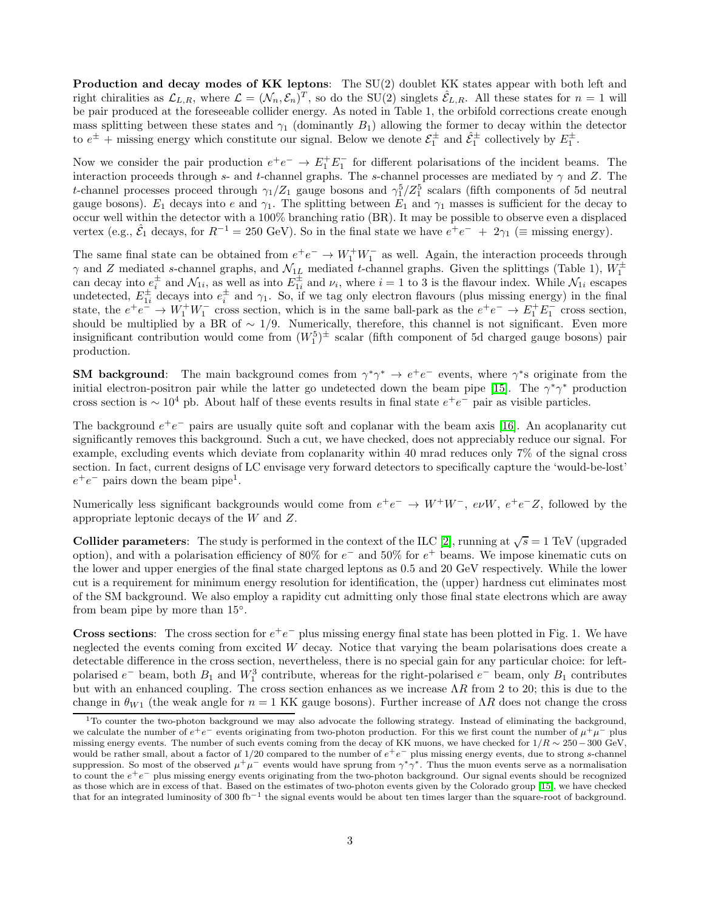**Production and decay modes of KK leptons**: The SU(2) doublet KK states appear with both left and right chiralities as $\mathcal{L}_{L,R}$, where $\mathcal{L} = (\mathcal{N}_n, \mathcal{E}_n)^T$, so do the SU(2) singlets $\hat{\mathcal{E}}_{L,R}$. All these states for $n = 1$ will be pair produced at the foreseeable collider energy. As noted in Table 1, the orbifold corrections create enough mass splitting between these states and $\gamma_1$ (dominantly $B_1$) allowing the former to decay within the detector to $e^\pm$ + missing energy which constitute our signal. Below we denote $\mathcal{E}_1^\pm$ and $\hat{\mathcal{E}}_1^\pm$ collectively by $E_1^\pm$.

Now we consider the pair production $e^+e^- \to E_1^+E_1^-$ for different polarisations of the incident beams. The interaction proceeds through $s$- and $t$-channel graphs. The $s$-channel processes are mediated by $\gamma$ and $Z$. The $t$-channel processes proceed through $\gamma_1/Z_1$ gauge bosons and $\gamma_1^5/Z_1^5$ scalars (fifth components of 5d neutral gauge bosons). $E_1$ decays into $e$ and $\gamma_1$. The splitting between $E_1$ and $\gamma_1$ masses is sufficient for the decay to occur well within the detector with a 100% branching ratio (BR). It may be possible to observe even a displaced vertex (e.g., $\hat{\mathcal{E}}_1$ decays, for $R^{-1} = 250$ GeV). So in the final state we have $e^+e^- \ + \ 2\gamma_1$ ($\equiv$ missing energy).

The same final state can be obtained from $e^+e^- \to W_1^+W_1^-$ as well. Again, the interaction proceeds through $\gamma$ and $Z$ mediated $s$-channel graphs, and $\mathcal{N}_{1L}$ mediated $t$-channel graphs. Given the splittings (Table 1), $W_1^\pm$ can decay into $e_i^\pm$ and $\mathcal{N}_{1i}$, as well as into $E_{1i}^\pm$ and $\nu_i$, where $i = 1$ to 3 is the flavour index. While $\mathcal{N}_{1i}$ escapes undetected, $E_{1i}^\pm$ decays into $e_i^\pm$ and $\gamma_1$. So, if we tag only electron flavours (plus missing energy) in the final state, the $e^+e^- \to W_1^+W_1^-$ cross section, which is in the same ball-park as the $e^+e^- \to E_1^+E_1^-$ cross section, should be multiplied by a BR of $\sim 1/9$. Numerically, therefore, this channel is not significant. Even more insignificant contribution would come from $(W_1^5)^\pm$ scalar (fifth component of 5d charged gauge bosons) pair production.

**SM background**: The main background comes from $\gamma^*\gamma^* \to e^+e^-$ events, where $\gamma^*$s originate from the initial electron-positron pair while the latter go undetected down the beam pipe [15]. The $\gamma^*\gamma^*$ production cross section is $\sim 10^4$ pb. About half of these events results in final state $e^+e^-$ pair as visible particles.

The background $e^+e^-$ pairs are usually quite soft and coplanar with the beam axis [16]. An acoplanarity cut significantly removes this background. Such a cut, we have checked, does not appreciably reduce our signal. For example, excluding events which deviate from coplanarity within 40 mrad reduces only 7% of the signal cross section. In fact, current designs of LC envisage very forward detectors to specifically capture the 'would-be-lost' $e^+e^-$ pairs down the beam pipe[1].

Numerically less significant backgrounds would come from $e^+e^- \to W^+W^-$, $e\nu W$, $e^+e^-Z$, followed by the appropriate leptonic decays of the $W$ and $Z$.

**Collider parameters**: The study is performed in the context of the ILC [2], running at $\sqrt{s} = 1$ TeV (upgraded option), and with a polarisation efficiency of 80% for $e^-$ and 50% for $e^+$ beams. We impose kinematic cuts on the lower and upper energies of the final state charged leptons as 0.5 and 20 GeV respectively. While the lower cut is a requirement for minimum energy resolution for identification, the (upper) hardness cut eliminates most of the SM background. We also employ a rapidity cut admitting only those final state electrons which are away from beam pipe by more than 15°.

**Cross sections**: The cross section for $e^+e^-$ plus missing energy final state has been plotted in Fig. 1. We have neglected the events coming from excited $W$ decay. Notice that varying the beam polarisations does create a detectable difference in the cross section, nevertheless, there is no special gain for any particular choice: for left-polarised $e^-$ beam, both $B_1$ and $W_1^3$ contribute, whereas for the right-polarised $e^-$ beam, only $B_1$ contributes but with an enhanced coupling. The cross section enhances as we increase $\Lambda R$ from 2 to 20; this is due to the change in $\theta_{W1}$ (the weak angle for $n = 1$ KK gauge bosons). Further increase of $\Lambda R$ does not change the cross

[1] To counter the two-photon background we may also advocate the following strategy. Instead of eliminating the background, we calculate the number of $e^+e^-$ events originating from two-photon production. For this we first count the number of $\mu^+\mu^-$ plus missing energy events. The number of such events coming from the decay of KK muons, we have checked for $1/R \sim 250-300$ GeV, would be rather small, about a factor of 1/20 compared to the number of $e^+e^-$ plus missing energy events, due to strong $s$-channel suppression. So most of the observed $\mu^+\mu^-$ events would have sprung from $\gamma^*\gamma^*$. Thus the muon events serve as a normalisation to count the $e^+e^-$ plus missing energy events originating from the two-photon background. Our signal events should be recognized as those which are in excess of that. Based on the estimates of two-photon events given by the Colorado group [15], we have checked that for an integrated luminosity of 300 fb$^{-1}$ the signal events would be about ten times larger than the square-root of background.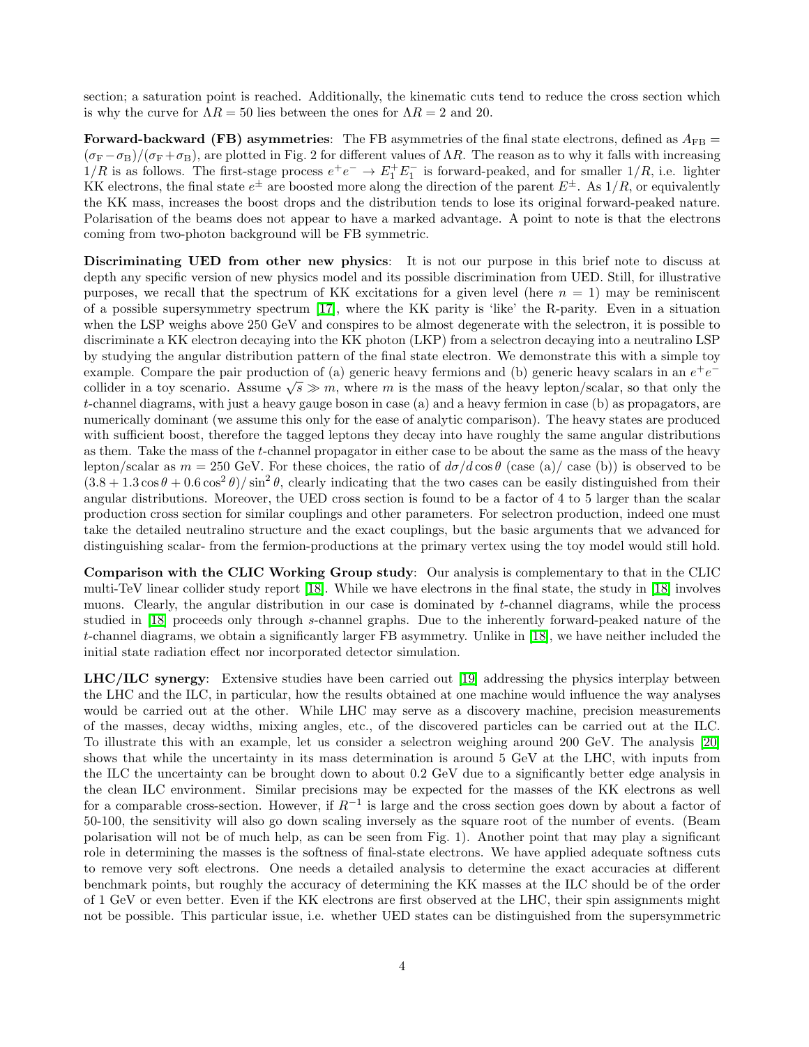section; a saturation point is reached. Additionally, the kinematic cuts tend to reduce the cross section which is why the curve for $\Lambda R = 50$ lies between the ones for $\Lambda R = 2$ and 20.

**Forward-backward (FB) asymmetries**: The FB asymmetries of the final state electrons, defined as $A_{\rm FB} = (\sigma_{\rm F} - \sigma_{\rm B})/(\sigma_{\rm F} + \sigma_{\rm B})$, are plotted in Fig. 2 for different values of $\Lambda R$. The reason as to why it falls with increasing $1/R$ is as follows. The first-stage process $e^+e^- \to E_1^+ E_1^-$ is forward-peaked, and for smaller $1/R$, i.e. lighter KK electrons, the final state $e^\pm$ are boosted more along the direction of the parent $E^\pm$. As $1/R$, or equivalently the KK mass, increases the boost drops and the distribution tends to lose its original forward-peaked nature. Polarisation of the beams does not appear to have a marked advantage. A point to note is that the electrons coming from two-photon background will be FB symmetric.

**Discriminating UED from other new physics**: It is not our purpose in this brief note to discuss at depth any specific version of new physics model and its possible discrimination from UED. Still, for illustrative purposes, we recall that the spectrum of KK excitations for a given level (here $n = 1$) may be reminiscent of a possible supersymmetry spectrum [17], where the KK parity is 'like' the R-parity. Even in a situation when the LSP weighs above 250 GeV and conspires to be almost degenerate with the selectron, it is possible to discriminate a KK electron decaying into the KK photon (LKP) from a selectron decaying into a neutralino LSP by studying the angular distribution pattern of the final state electron. We demonstrate this with a simple toy example. Compare the pair production of (a) generic heavy fermions and (b) generic heavy scalars in an $e^+e^-$ collider in a toy scenario. Assume $\sqrt{s} \gg m$, where $m$ is the mass of the heavy lepton/scalar, so that only the $t$-channel diagrams, with just a heavy gauge boson in case (a) and a heavy fermion in case (b) as propagators, are numerically dominant (we assume this only for the ease of analytic comparison). The heavy states are produced with sufficient boost, therefore the tagged leptons they decay into have roughly the same angular distributions as them. Take the mass of the $t$-channel propagator in either case to be about the same as the mass of the heavy lepton/scalar as $m = 250$ GeV. For these choices, the ratio of $d\sigma/d\cos\theta$ (case (a)/ case (b)) is observed to be $(3.8 + 1.3\cos\theta + 0.6\cos^2\theta)/\sin^2\theta$, clearly indicating that the two cases can be easily distinguished from their angular distributions. Moreover, the UED cross section is found to be a factor of 4 to 5 larger than the scalar production cross section for similar couplings and other parameters. For selectron production, indeed one must take the detailed neutralino structure and the exact couplings, but the basic arguments that we advanced for distinguishing scalar- from the fermion-productions at the primary vertex using the toy model would still hold.

**Comparison with the CLIC Working Group study**: Our analysis is complementary to that in the CLIC multi-TeV linear collider study report [18]. While we have electrons in the final state, the study in [18] involves muons. Clearly, the angular distribution in our case is dominated by $t$-channel diagrams, while the process studied in [18] proceeds only through $s$-channel graphs. Due to the inherently forward-peaked nature of the $t$-channel diagrams, we obtain a significantly larger FB asymmetry. Unlike in [18], we have neither included the initial state radiation effect nor incorporated detector simulation.

**LHC/ILC synergy**: Extensive studies have been carried out [19] addressing the physics interplay between the LHC and the ILC, in particular, how the results obtained at one machine would influence the way analyses would be carried out at the other. While LHC may serve as a discovery machine, precision measurements of the masses, decay widths, mixing angles, etc., of the discovered particles can be carried out at the ILC. To illustrate this with an example, let us consider a selectron weighing around 200 GeV. The analysis [20] shows that while the uncertainty in its mass determination is around 5 GeV at the LHC, with inputs from the ILC the uncertainty can be brought down to about 0.2 GeV due to a significantly better edge analysis in the clean ILC environment. Similar precisions may be expected for the masses of the KK electrons as well for a comparable cross-section. However, if $R^{-1}$ is large and the cross section goes down by about a factor of 50-100, the sensitivity will also go down scaling inversely as the square root of the number of events. (Beam polarisation will not be of much help, as can be seen from Fig. 1). Another point that may play a significant role in determining the masses is the softness of final-state electrons. We have applied adequate softness cuts to remove very soft electrons. One needs a detailed analysis to determine the exact accuracies at different benchmark points, but roughly the accuracy of determining the KK masses at the ILC should be of the order of 1 GeV or even better. Even if the KK electrons are first observed at the LHC, their spin assignments might not be possible. This particular issue, i.e. whether UED states can be distinguished from the supersymmetric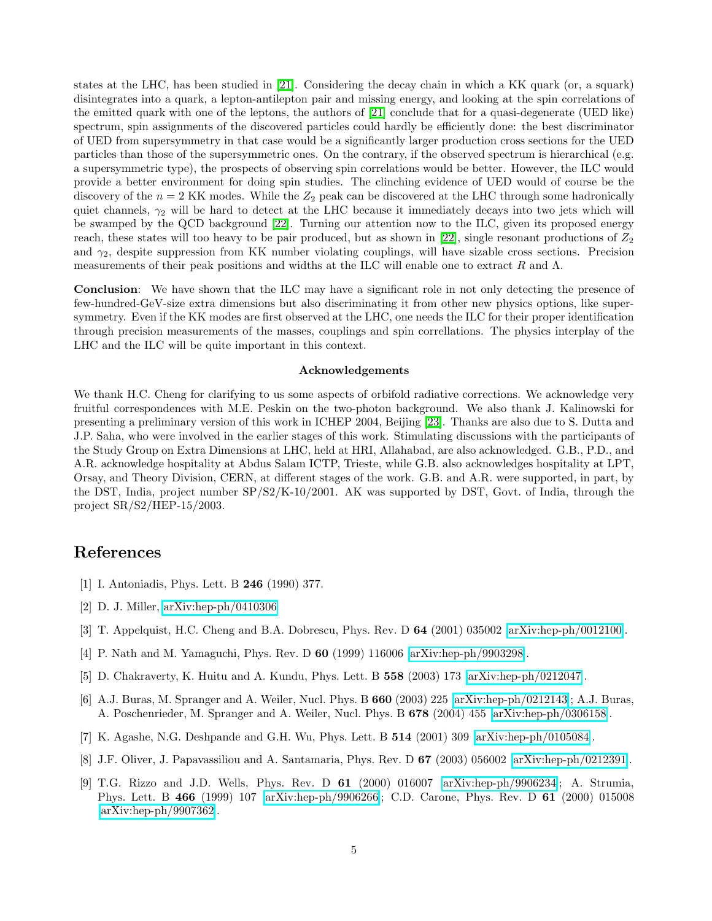states at the LHC, has been studied in [21]. Considering the decay chain in which a KK quark (or, a squark) disintegrates into a quark, a lepton-antilepton pair and missing energy, and looking at the spin correlations of the emitted quark with one of the leptons, the authors of [21] conclude that for a quasi-degenerate (UED like) spectrum, spin assignments of the discovered particles could hardly be efficiently done: the best discriminator of UED from supersymmetry in that case would be a significantly larger production cross sections for the UED particles than those of the supersymmetric ones. On the contrary, if the observed spectrum is hierarchical (e.g. a supersymmetric type), the prospects of observing spin correlations would be better. However, the ILC would provide a better environment for doing spin studies. The clinching evidence of UED would of course be the discovery of the $n = 2$ KK modes. While the $Z_2$ peak can be discovered at the LHC through some hadronically quiet channels, $\gamma_2$ will be hard to detect at the LHC because it immediately decays into two jets which will be swamped by the QCD background [22]. Turning our attention now to the ILC, given its proposed energy reach, these states will too heavy to be pair produced, but as shown in [22], single resonant productions of $Z_2$ and $\gamma_2$, despite suppression from KK number violating couplings, will have sizable cross sections. Precision measurements of their peak positions and widths at the ILC will enable one to extract $R$ and $\Lambda$.

**Conclusion**: We have shown that the ILC may have a significant role in not only detecting the presence of few-hundred-GeV-size extra dimensions but also discriminating it from other new physics options, like supersymmetry. Even if the KK modes are first observed at the LHC, one needs the ILC for their proper identification through precision measurements of the masses, couplings and spin correllations. The physics interplay of the LHC and the ILC will be quite important in this context.

### Acknowledgements

We thank H.C. Cheng for clarifying to us some aspects of orbifold radiative corrections. We acknowledge very fruitful correspondences with M.E. Peskin on the two-photon background. We also thank J. Kalinowski for presenting a preliminary version of this work in ICHEP 2004, Beijing [23]. Thanks are also due to S. Dutta and J.P. Saha, who were involved in the earlier stages of this work. Stimulating discussions with the participants of the Study Group on Extra Dimensions at LHC, held at HRI, Allahabad, are also acknowledged. G.B., P.D., and A.R. acknowledge hospitality at Abdus Salam ICTP, Trieste, while G.B. also acknowledges hospitality at LPT, Orsay, and Theory Division, CERN, at different stages of the work. G.B. and A.R. were supported, in part, by the DST, India, project number SP/S2/K-10/2001. AK was supported by DST, Govt. of India, through the project SR/S2/HEP-15/2003.

## References

[1] I. Antoniadis, Phys. Lett. B **246** (1990) 377.

[2] D. J. Miller, arXiv:hep-ph/0410306

[3] T. Appelquist, H.C. Cheng and B.A. Dobrescu, Phys. Rev. D **64** (2001) 035002 [arXiv:hep-ph/0012100].

[4] P. Nath and M. Yamaguchi, Phys. Rev. D **60** (1999) 116006 [arXiv:hep-ph/9903298].

[5] D. Chakraverty, K. Huitu and A. Kundu, Phys. Lett. B **558** (2003) 173 [arXiv:hep-ph/0212047].

[6] A.J. Buras, M. Spranger and A. Weiler, Nucl. Phys. B **660** (2003) 225 [arXiv:hep-ph/0212143]; A.J. Buras, A. Poschenrieder, M. Spranger and A. Weiler, Nucl. Phys. B **678** (2004) 455 [arXiv:hep-ph/0306158].

[7] K. Agashe, N.G. Deshpande and G.H. Wu, Phys. Lett. B **514** (2001) 309 [arXiv:hep-ph/0105084].

[8] J.F. Oliver, J. Papavassiliou and A. Santamaria, Phys. Rev. D **67** (2003) 056002 [arXiv:hep-ph/0212391].

[9] T.G. Rizzo and J.D. Wells, Phys. Rev. D **61** (2000) 016007 [arXiv:hep-ph/9906234]; A. Strumia, Phys. Lett. B **466** (1999) 107 [arXiv:hep-ph/9906266]; C.D. Carone, Phys. Rev. D **61** (2000) 015008 [arXiv:hep-ph/9907362].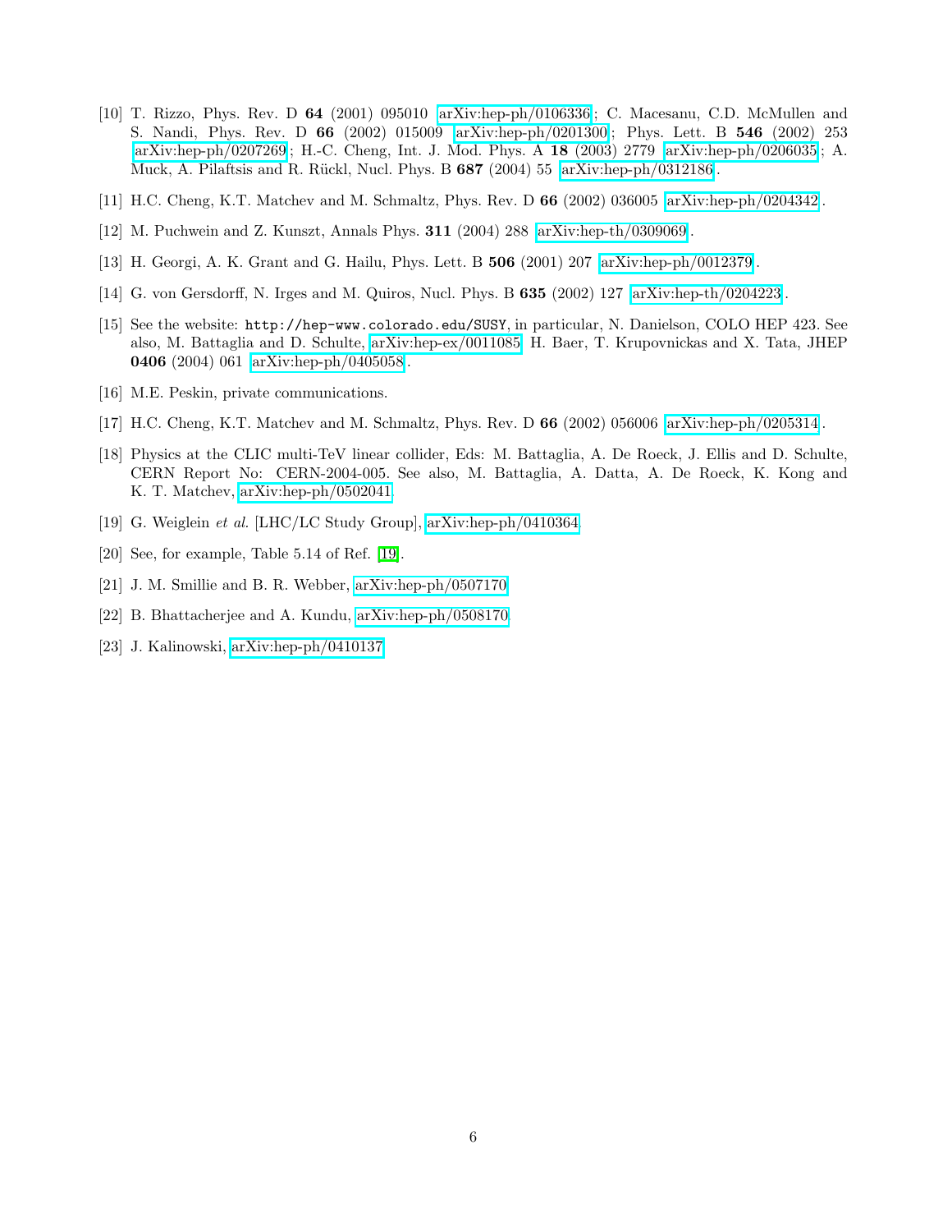[10] T. Rizzo, Phys. Rev. D **64** (2001) 095010 [arXiv:hep-ph/0106336]; C. Macesanu, C.D. McMullen and S. Nandi, Phys. Rev. D **66** (2002) 015009 [arXiv:hep-ph/0201300]; Phys. Lett. B **546** (2002) 253 [arXiv:hep-ph/0207269]; H.-C. Cheng, Int. J. Mod. Phys. A **18** (2003) 2779 [arXiv:hep-ph/0206035]; A. Muck, A. Pilaftsis and R. Rückl, Nucl. Phys. B **687** (2004) 55 [arXiv:hep-ph/0312186].

[11] H.C. Cheng, K.T. Matchev and M. Schmaltz, Phys. Rev. D **66** (2002) 036005 [arXiv:hep-ph/0204342].

[12] M. Puchwein and Z. Kunszt, Annals Phys. **311** (2004) 288 [arXiv:hep-th/0309069].

[13] H. Georgi, A. K. Grant and G. Hailu, Phys. Lett. B **506** (2001) 207 [arXiv:hep-ph/0012379].

[14] G. von Gersdorff, N. Irges and M. Quiros, Nucl. Phys. B **635** (2002) 127 [arXiv:hep-th/0204223].

[15] See the website: `http://hep-www.colorado.edu/SUSY`, in particular, N. Danielson, COLO HEP 423. See also, M. Battaglia and D. Schulte, arXiv:hep-ex/0011085. H. Baer, T. Krupovnickas and X. Tata, JHEP **0406** (2004) 061 [arXiv:hep-ph/0405058].

[16] M.E. Peskin, private communications.

[17] H.C. Cheng, K.T. Matchev and M. Schmaltz, Phys. Rev. D **66** (2002) 056006 [arXiv:hep-ph/0205314].

[18] Physics at the CLIC multi-TeV linear collider, Eds: M. Battaglia, A. De Roeck, J. Ellis and D. Schulte, CERN Report No: CERN-2004-005. See also, M. Battaglia, A. Datta, A. De Roeck, K. Kong and K. T. Matchev, arXiv:hep-ph/0502041

[19] G. Weiglein *et al.* [LHC/LC Study Group], arXiv:hep-ph/0410364

[20] See, for example, Table 5.14 of Ref. [19].

[21] J. M. Smillie and B. R. Webber, arXiv:hep-ph/0507170

[22] B. Bhattacherjee and A. Kundu, arXiv:hep-ph/0508170

[23] J. Kalinowski, arXiv:hep-ph/0410137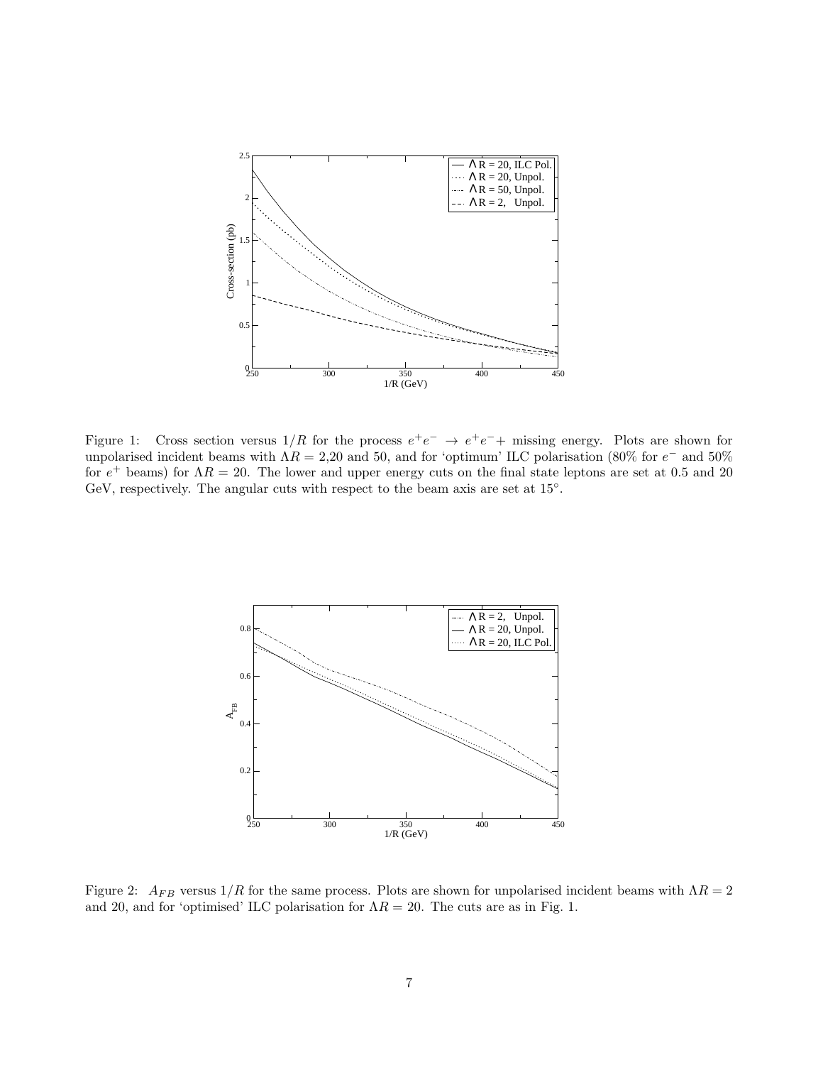2.5
2
1.5
1
0.5
0
250
300
350
400
450

Cross-section (pb)

1/R (GeV)

Λ R = 20, ILC Pol.
Λ R = 20, Unpol.
Λ R = 50, Unpol.
Λ R = 2, Unpol.

Figure 1: Cross section versus $1/R$ for the process $e^+e^- \to e^+e^- +$ missing energy. Plots are shown for unpolarised incident beams with $\Lambda R = 2$,20 and 50, and for 'optimum' ILC polarisation (80% for $e^-$ and 50% for $e^+$ beams) for $\Lambda R = 20$. The lower and upper energy cuts on the final state leptons are set at 0.5 and 20 GeV, respectively. The angular cuts with respect to the beam axis are set at 15°.

0.8
0.6
0.4
0.2
0
250
300
350
400
450

$A_{FB}$

1/R (GeV)

Λ R = 2, Unpol.
Λ R = 20, Unpol.
Λ R = 20, ILC Pol.

Figure 2: $A_{FB}$ versus $1/R$ for the same process. Plots are shown for unpolarised incident beams with $\Lambda R = 2$ and 20, and for 'optimised' ILC polarisation for $\Lambda R = 20$. The cuts are as in Fig. 1.